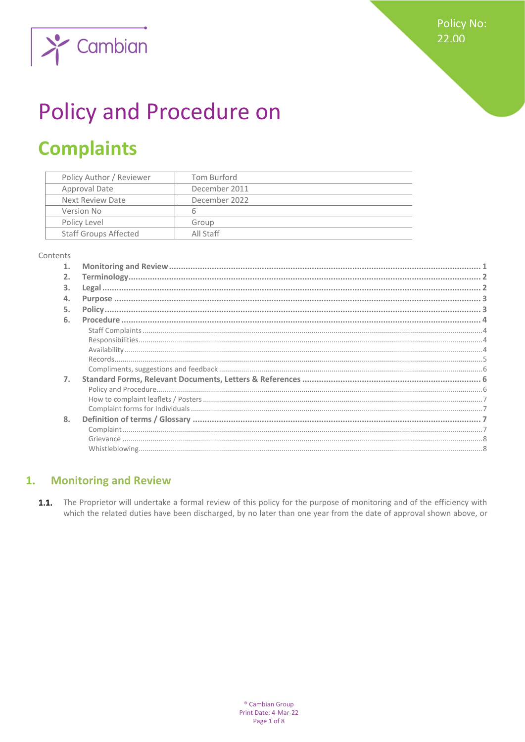Policy No: 22.00

# Policy and Procedure on

# Complaints

| Policy Author / Reviewer | Tom Burford |
|---|---|
| Approval Date | December 2011 |
| Next Review Date | December 2022 |
| Version No | 6 |
| Policy Level | Group |
| Staff Groups Affected | All Staff |

Contents

1. **Monitoring and Review** ........ 1
2. **Terminology** ........ 2
3. **Legal** ........ 2
4. **Purpose** ........ 3
5. **Policy** ........ 3
6. **Procedure** ........ 4
   - Staff Complaints ........ 4
   - Responsibilities ........ 4
   - Availability ........ 4
   - Records ........ 5
   - Compliments, suggestions and feedback ........ 6
7. **Standard Forms, Relevant Documents, Letters & References** ........ 6
   - Policy and Procedure ........ 6
   - How to complaint leaflets / Posters ........ 7
   - Complaint forms for Individuals ........ 7
8. **Definition of terms / Glossary** ........ 7
   - Complaint ........ 7
   - Grievance ........ 8
   - Whistleblowing ........ 8

## 1. Monitoring and Review

**1.1.** The Proprietor will undertake a formal review of this policy for the purpose of monitoring and of the efficiency with which the related duties have been discharged, by no later than one year from the date of approval shown above, or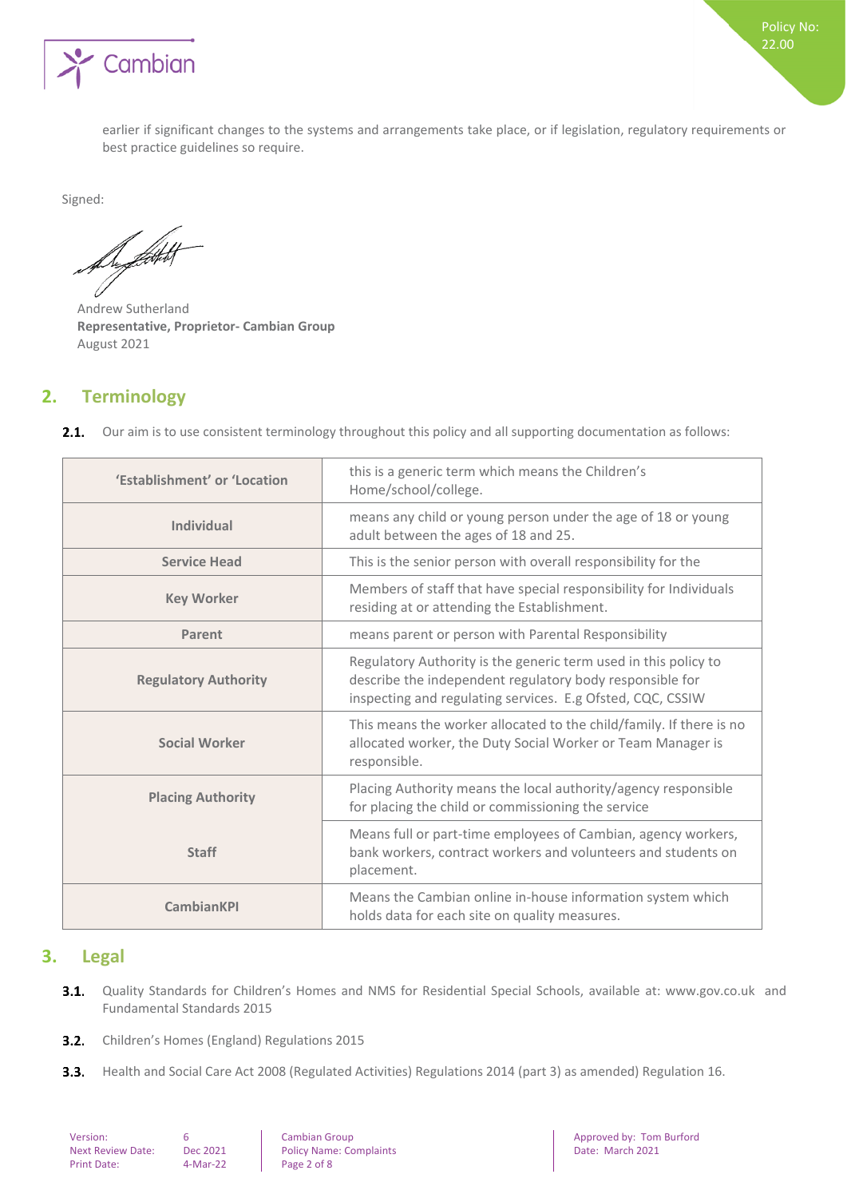earlier if significant changes to the systems and arrangements take place, or if legislation, regulatory requirements or best practice guidelines so require.

Signed:

Andrew Sutherland
**Representative, Proprietor- Cambian Group**
August 2021

## 2. Terminology

**2.1.** Our aim is to use consistent terminology throughout this policy and all supporting documentation as follows:

| | |
|---|---|
| **'Establishment' or 'Location** | this is a generic term which means the Children's Home/school/college. |
| **Individual** | means any child or young person under the age of 18 or young adult between the ages of 18 and 25. |
| **Service Head** | This is the senior person with overall responsibility for the |
| **Key Worker** | Members of staff that have special responsibility for Individuals residing at or attending the Establishment. |
| **Parent** | means parent or person with Parental Responsibility |
| **Regulatory Authority** | Regulatory Authority is the generic term used in this policy to describe the independent regulatory body responsible for inspecting and regulating services. E.g Ofsted, CQC, CSSIW |
| **Social Worker** | This means the worker allocated to the child/family. If there is no allocated worker, the Duty Social Worker or Team Manager is responsible. |
| **Placing Authority** | Placing Authority means the local authority/agency responsible for placing the child or commissioning the service |
| **Staff** | Means full or part-time employees of Cambian, agency workers, bank workers, contract workers and volunteers and students on placement. |
| **CambianKPI** | Means the Cambian online in-house information system which holds data for each site on quality measures. |

## 3. Legal

**3.1.** Quality Standards for Children's Homes and NMS for Residential Special Schools, available at: www.gov.co.uk and Fundamental Standards 2015

**3.2.** Children's Homes (England) Regulations 2015

**3.3.** Health and Social Care Act 2008 (Regulated Activities) Regulations 2014 (part 3) as amended) Regulation 16.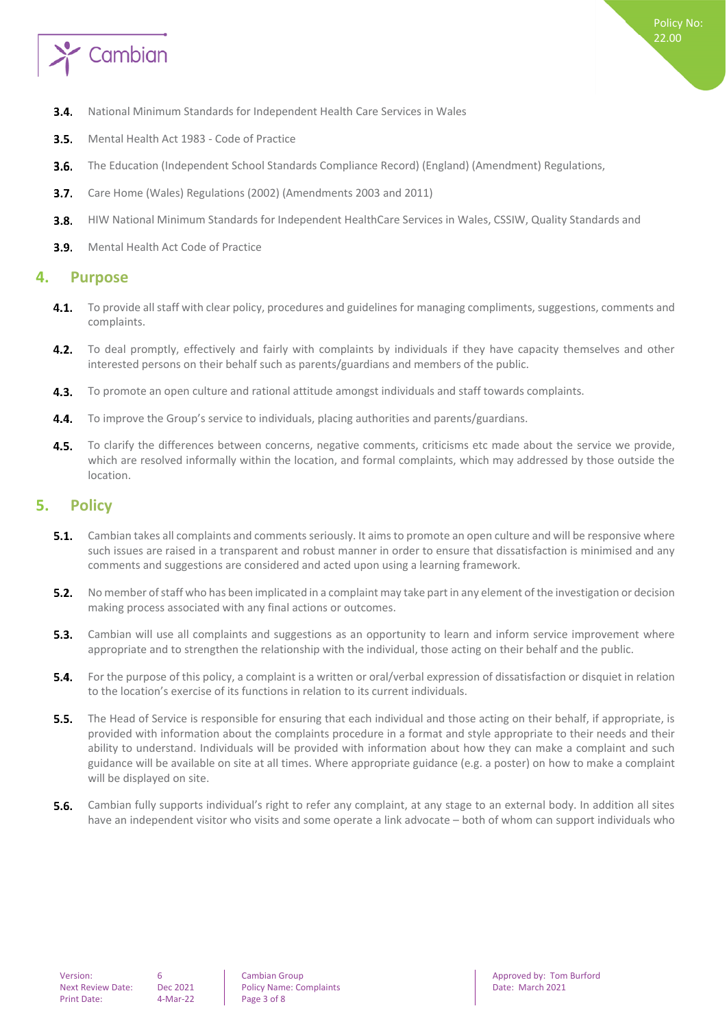- **3.4.** National Minimum Standards for Independent Health Care Services in Wales
- **3.5.** Mental Health Act 1983 - Code of Practice
- **3.6.** The Education (Independent School Standards Compliance Record) (England) (Amendment) Regulations,
- **3.7.** Care Home (Wales) Regulations (2002) (Amendments 2003 and 2011)
- **3.8.** HIW National Minimum Standards for Independent HealthCare Services in Wales, CSSIW, Quality Standards and
- **3.9.** Mental Health Act Code of Practice

## 4. Purpose

- **4.1.** To provide all staff with clear policy, procedures and guidelines for managing compliments, suggestions, comments and complaints.
- **4.2.** To deal promptly, effectively and fairly with complaints by individuals if they have capacity themselves and other interested persons on their behalf such as parents/guardians and members of the public.
- **4.3.** To promote an open culture and rational attitude amongst individuals and staff towards complaints.
- **4.4.** To improve the Group's service to individuals, placing authorities and parents/guardians.
- **4.5.** To clarify the differences between concerns, negative comments, criticisms etc made about the service we provide, which are resolved informally within the location, and formal complaints, which may addressed by those outside the location.

## 5. Policy

- **5.1.** Cambian takes all complaints and comments seriously. It aims to promote an open culture and will be responsive where such issues are raised in a transparent and robust manner in order to ensure that dissatisfaction is minimised and any comments and suggestions are considered and acted upon using a learning framework.
- **5.2.** No member of staff who has been implicated in a complaint may take part in any element of the investigation or decision making process associated with any final actions or outcomes.
- **5.3.** Cambian will use all complaints and suggestions as an opportunity to learn and inform service improvement where appropriate and to strengthen the relationship with the individual, those acting on their behalf and the public.
- **5.4.** For the purpose of this policy, a complaint is a written or oral/verbal expression of dissatisfaction or disquiet in relation to the location's exercise of its functions in relation to its current individuals.
- **5.5.** The Head of Service is responsible for ensuring that each individual and those acting on their behalf, if appropriate, is provided with information about the complaints procedure in a format and style appropriate to their needs and their ability to understand. Individuals will be provided with information about how they can make a complaint and such guidance will be available on site at all times. Where appropriate guidance (e.g. a poster) on how to make a complaint will be displayed on site.
- **5.6.** Cambian fully supports individual's right to refer any complaint, at any stage to an external body. In addition all sites have an independent visitor who visits and some operate a link advocate – both of whom can support individuals who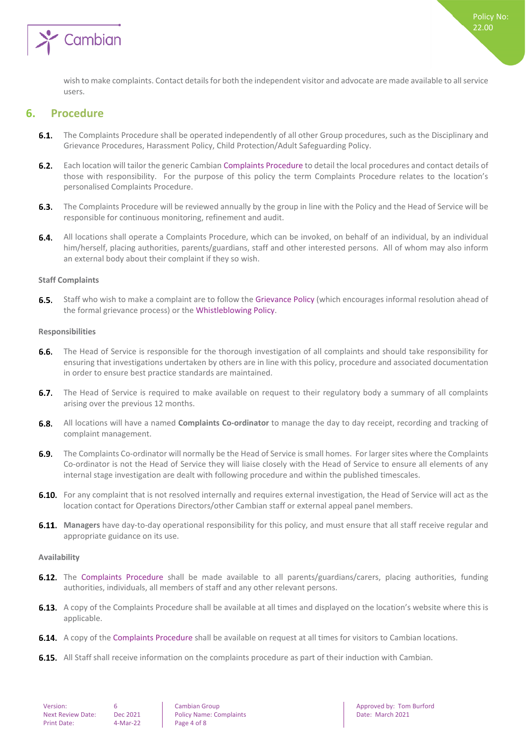wish to make complaints. Contact details for both the independent visitor and advocate are made available to all service users.

## 6. Procedure

**6.1.** The Complaints Procedure shall be operated independently of all other Group procedures, such as the Disciplinary and Grievance Procedures, Harassment Policy, Child Protection/Adult Safeguarding Policy.

**6.2.** Each location will tailor the generic Cambian Complaints Procedure to detail the local procedures and contact details of those with responsibility. For the purpose of this policy the term Complaints Procedure relates to the location's personalised Complaints Procedure.

**6.3.** The Complaints Procedure will be reviewed annually by the group in line with the Policy and the Head of Service will be responsible for continuous monitoring, refinement and audit.

**6.4.** All locations shall operate a Complaints Procedure, which can be invoked, on behalf of an individual, by an individual him/herself, placing authorities, parents/guardians, staff and other interested persons. All of whom may also inform an external body about their complaint if they so wish.

**Staff Complaints**

**6.5.** Staff who wish to make a complaint are to follow the Grievance Policy (which encourages informal resolution ahead of the formal grievance process) or the Whistleblowing Policy.

**Responsibilities**

**6.6.** The Head of Service is responsible for the thorough investigation of all complaints and should take responsibility for ensuring that investigations undertaken by others are in line with this policy, procedure and associated documentation in order to ensure best practice standards are maintained.

**6.7.** The Head of Service is required to make available on request to their regulatory body a summary of all complaints arising over the previous 12 months.

**6.8.** All locations will have a named **Complaints Co-ordinator** to manage the day to day receipt, recording and tracking of complaint management.

**6.9.** The Complaints Co-ordinator will normally be the Head of Service is small homes. For larger sites where the Complaints Co-ordinator is not the Head of Service they will liaise closely with the Head of Service to ensure all elements of any internal stage investigation are dealt with following procedure and within the published timescales.

**6.10.** For any complaint that is not resolved internally and requires external investigation, the Head of Service will act as the location contact for Operations Directors/other Cambian staff or external appeal panel members.

**6.11.** **Managers** have day-to-day operational responsibility for this policy, and must ensure that all staff receive regular and appropriate guidance on its use.

**Availability**

**6.12.** The Complaints Procedure shall be made available to all parents/guardians/carers, placing authorities, funding authorities, individuals, all members of staff and any other relevant persons.

**6.13.** A copy of the Complaints Procedure shall be available at all times and displayed on the location's website where this is applicable.

**6.14.** A copy of the Complaints Procedure shall be available on request at all times for visitors to Cambian locations.

**6.15.** All Staff shall receive information on the complaints procedure as part of their induction with Cambian.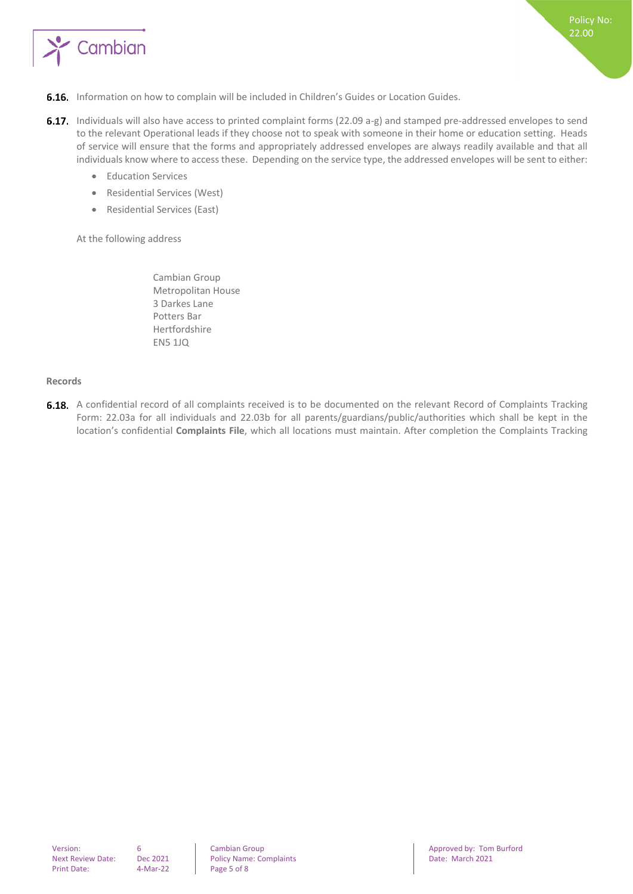**6.16.** Information on how to complain will be included in Children's Guides or Location Guides.

**6.17.** Individuals will also have access to printed complaint forms (22.09 a-g) and stamped pre-addressed envelopes to send to the relevant Operational leads if they choose not to speak with someone in their home or education setting. Heads of service will ensure that the forms and appropriately addressed envelopes are always readily available and that all individuals know where to access these. Depending on the service type, the addressed envelopes will be sent to either:

- Education Services
- Residential Services (West)
- Residential Services (East)

At the following address

Cambian Group
Metropolitan House
3 Darkes Lane
Potters Bar
Hertfordshire
EN5 1JQ

**Records**

**6.18.** A confidential record of all complaints received is to be documented on the relevant Record of Complaints Tracking Form: 22.03a for all individuals and 22.03b for all parents/guardians/public/authorities which shall be kept in the location's confidential **Complaints File**, which all locations must maintain. After completion the Complaints Tracking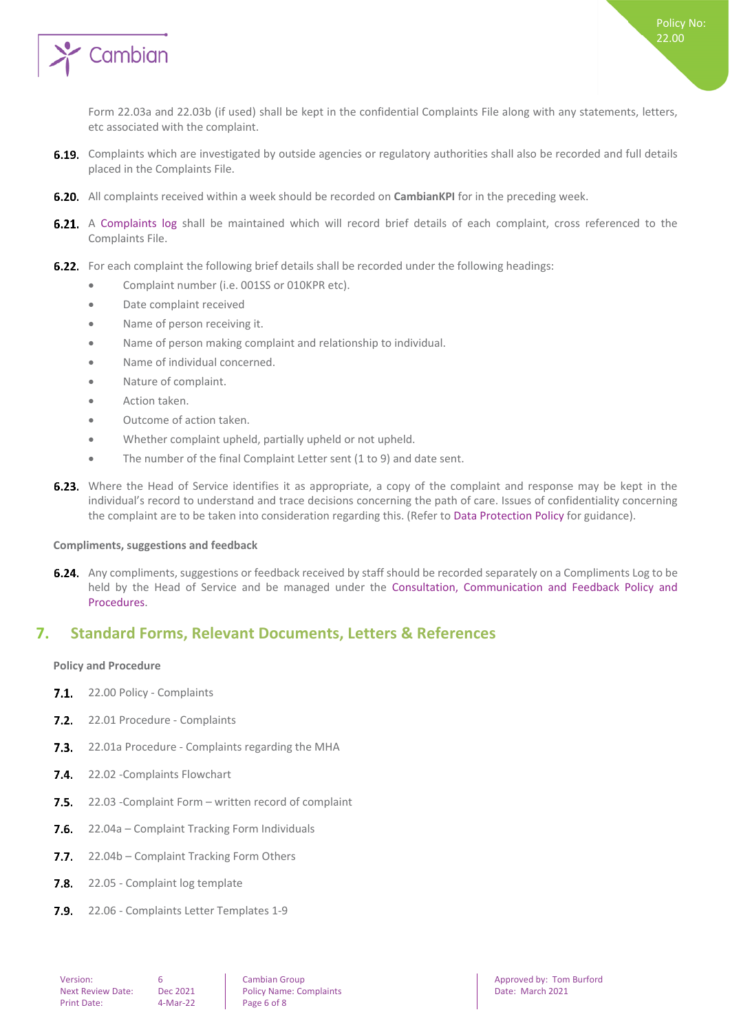Form 22.03a and 22.03b (if used) shall be kept in the confidential Complaints File along with any statements, letters, etc associated with the complaint.

**6.19.** Complaints which are investigated by outside agencies or regulatory authorities shall also be recorded and full details placed in the Complaints File.

**6.20.** All complaints received within a week should be recorded on **CambianKPI** for in the preceding week.

**6.21.** A Complaints log shall be maintained which will record brief details of each complaint, cross referenced to the Complaints File.

**6.22.** For each complaint the following brief details shall be recorded under the following headings:

- Complaint number (i.e. 001SS or 010KPR etc).
- Date complaint received
- Name of person receiving it.
- Name of person making complaint and relationship to individual.
- Name of individual concerned.
- Nature of complaint.
- Action taken.
- Outcome of action taken.
- Whether complaint upheld, partially upheld or not upheld.
- The number of the final Complaint Letter sent (1 to 9) and date sent.

**6.23.** Where the Head of Service identifies it as appropriate, a copy of the complaint and response may be kept in the individual's record to understand and trace decisions concerning the path of care. Issues of confidentiality concerning the complaint are to be taken into consideration regarding this. (Refer to Data Protection Policy for guidance).

**Compliments, suggestions and feedback**

**6.24.** Any compliments, suggestions or feedback received by staff should be recorded separately on a Compliments Log to be held by the Head of Service and be managed under the Consultation, Communication and Feedback Policy and Procedures.

## 7. Standard Forms, Relevant Documents, Letters & References

**Policy and Procedure**

**7.1.** 22.00 Policy - Complaints

**7.2.** 22.01 Procedure - Complaints

**7.3.** 22.01a Procedure - Complaints regarding the MHA

**7.4.** 22.02 -Complaints Flowchart

**7.5.** 22.03 -Complaint Form – written record of complaint

**7.6.** 22.04a – Complaint Tracking Form Individuals

**7.7.** 22.04b – Complaint Tracking Form Others

**7.8.** 22.05 - Complaint log template

**7.9.** 22.06 - Complaints Letter Templates 1-9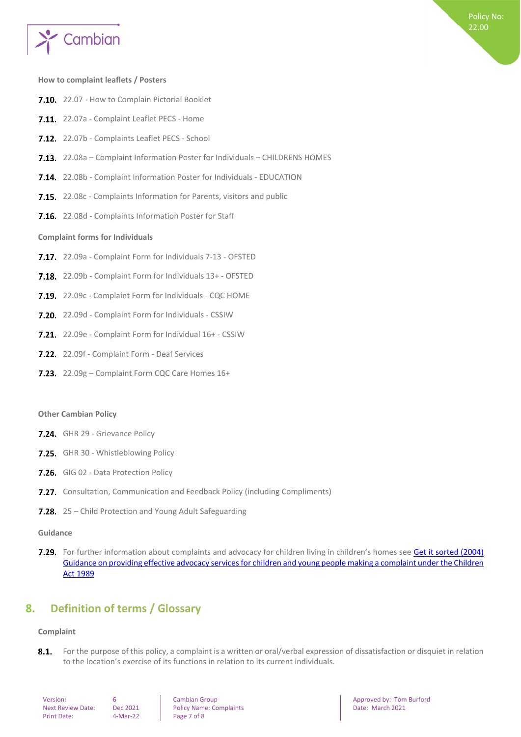**How to complaint leaflets / Posters**

7.10. 22.07 - How to Complain Pictorial Booklet

7.11. 22.07a - Complaint Leaflet PECS - Home

7.12. 22.07b - Complaints Leaflet PECS - School

7.13. 22.08a – Complaint Information Poster for Individuals – CHILDRENS HOMES

7.14. 22.08b - Complaint Information Poster for Individuals - EDUCATION

7.15. 22.08c - Complaints Information for Parents, visitors and public

7.16. 22.08d - Complaints Information Poster for Staff

**Complaint forms for Individuals**

7.17. 22.09a - Complaint Form for Individuals 7-13 - OFSTED

7.18. 22.09b - Complaint Form for Individuals 13+ - OFSTED

7.19. 22.09c - Complaint Form for Individuals - CQC HOME

7.20. 22.09d - Complaint Form for Individuals - CSSIW

7.21. 22.09e - Complaint Form for Individual 16+ - CSSIW

7.22. 22.09f - Complaint Form - Deaf Services

7.23. 22.09g – Complaint Form CQC Care Homes 16+

**Other Cambian Policy**

7.24. GHR 29 - Grievance Policy

7.25. GHR 30 - Whistleblowing Policy

7.26. GIG 02 - Data Protection Policy

7.27. Consultation, Communication and Feedback Policy (including Compliments)

7.28. 25 – Child Protection and Young Adult Safeguarding

**Guidance**

7.29. For further information about complaints and advocacy for children living in children's homes see Get it sorted (2004) Guidance on providing effective advocacy services for children and young people making a complaint under the Children Act 1989

## 8. Definition of terms / Glossary

**Complaint**

8.1. For the purpose of this policy, a complaint is a written or oral/verbal expression of dissatisfaction or disquiet in relation to the location's exercise of its functions in relation to its current individuals.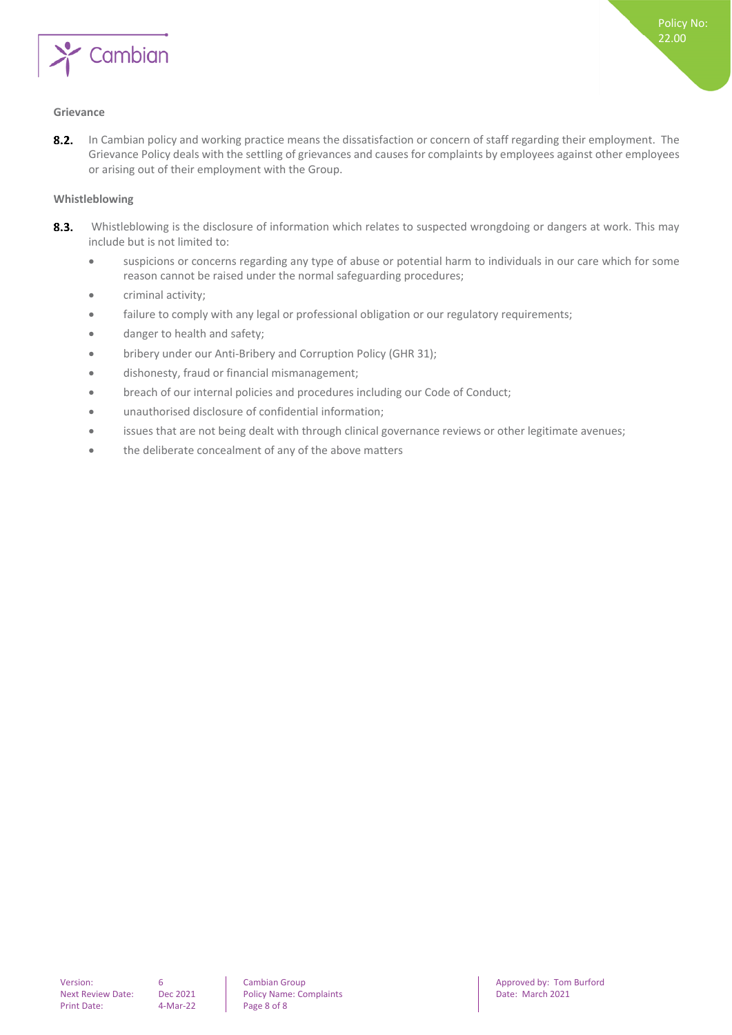### Grievance

**8.2.** In Cambian policy and working practice means the dissatisfaction or concern of staff regarding their employment. The Grievance Policy deals with the settling of grievances and causes for complaints by employees against other employees or arising out of their employment with the Group.

### Whistleblowing

**8.3.** Whistleblowing is the disclosure of information which relates to suspected wrongdoing or dangers at work. This may include but is not limited to:

- suspicions or concerns regarding any type of abuse or potential harm to individuals in our care which for some reason cannot be raised under the normal safeguarding procedures;
- criminal activity;
- failure to comply with any legal or professional obligation or our regulatory requirements;
- danger to health and safety;
- bribery under our Anti-Bribery and Corruption Policy (GHR 31);
- dishonesty, fraud or financial mismanagement;
- breach of our internal policies and procedures including our Code of Conduct;
- unauthorised disclosure of confidential information;
- issues that are not being dealt with through clinical governance reviews or other legitimate avenues;
- the deliberate concealment of any of the above matters